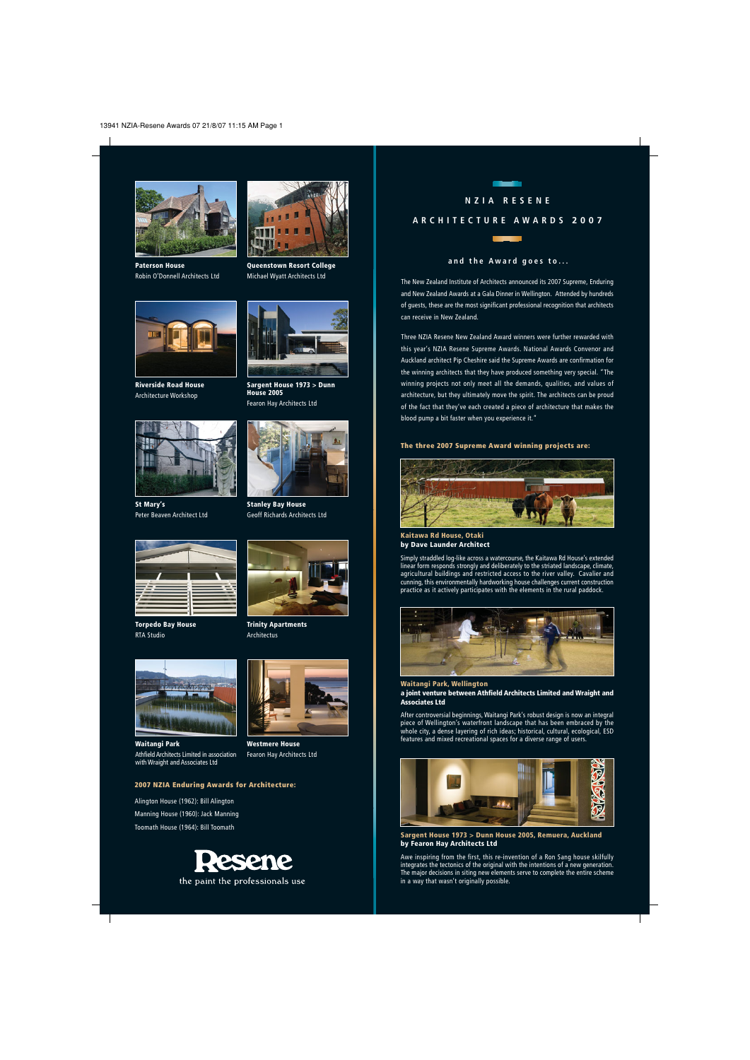# NZIA RESENE ARCHITECTURE AWARDS 2007

## and the Award goes to...

The New Zealand Institute of Architects announced its 2007 Supreme, Enduring and New Zealand Awards at a Gala Dinner in Wellington. Attended by hundreds of guests, these are the most significant professional recognition that architects can receive in New Zealand.

Three NZIA Resene New Zealand Award winners were further rewarded with this year's NZIA Resene Supreme Awards. National Awards Convenor and Auckland architect Pip Cheshire said the Supreme Awards are confirmation for the winning architects that they have produced something very special. "The winning projects not only meet all the demands, qualities, and values of architecture, but they ultimately move the spirit. The architects can be proud of the fact that they've each created a piece of architecture that makes the blood pump a bit faster when you experience it."

### The three 2007 Supreme Award winning projects are:

**Kaitawa Rd House, Otaki**
**by Dave Launder Architect**

Simply straddled log-like across a watercourse, the Kaitawa Rd House's extended linear form responds strongly and deliberately to the striated landscape, climate, agricultural buildings and restricted access to the river valley. Cavalier and cunning, this environmentally hardworking house challenges current construction practice as it actively participates with the elements in the rural paddock.

**Waitangi Park, Wellington**
**a joint venture between Athfield Architects Limited and Wraight and Associates Ltd**

After controversial beginnings, Waitangi Park's robust design is now an integral piece of Wellington's waterfront landscape that has been embraced by the whole city, a dense layering of rich ideas; historical, cultural, ecological, ESD features and mixed recreational spaces for a diverse range of users.

**Sargent House 1973 > Dunn House 2005, Remuera, Auckland**
**by Fearon Hay Architects Ltd**

Awe inspiring from the first, this re-invention of a Ron Sang house skilfully integrates the tectonics of the original with the intentions of a new generation. The major decisions in siting new elements serve to complete the entire scheme in a way that wasn't originally possible.

---

**Paterson House**
Robin O'Donnell Architects Ltd

**Queenstown Resort College**
Michael Wyatt Architects Ltd

**Riverside Road House**
Architecture Workshop

**Sargent House 1973 > Dunn House 2005**
Fearon Hay Architects Ltd

**St Mary's**
Peter Beaven Architect Ltd

**Stanley Bay House**
Geoff Richards Architects Ltd

**Torpedo Bay House**
RTA Studio

**Trinity Apartments**
Architectus

**Waitangi Park**
Athfield Architects Limited in association with Wraight and Associates Ltd

**Westmere House**
Fearon Hay Architects Ltd

### 2007 NZIA Enduring Awards for Architecture:

Alington House (1962): Bill Alington
Manning House (1960): Jack Manning
Toomath House (1964): Bill Toomath

Resene
the paint the professionals use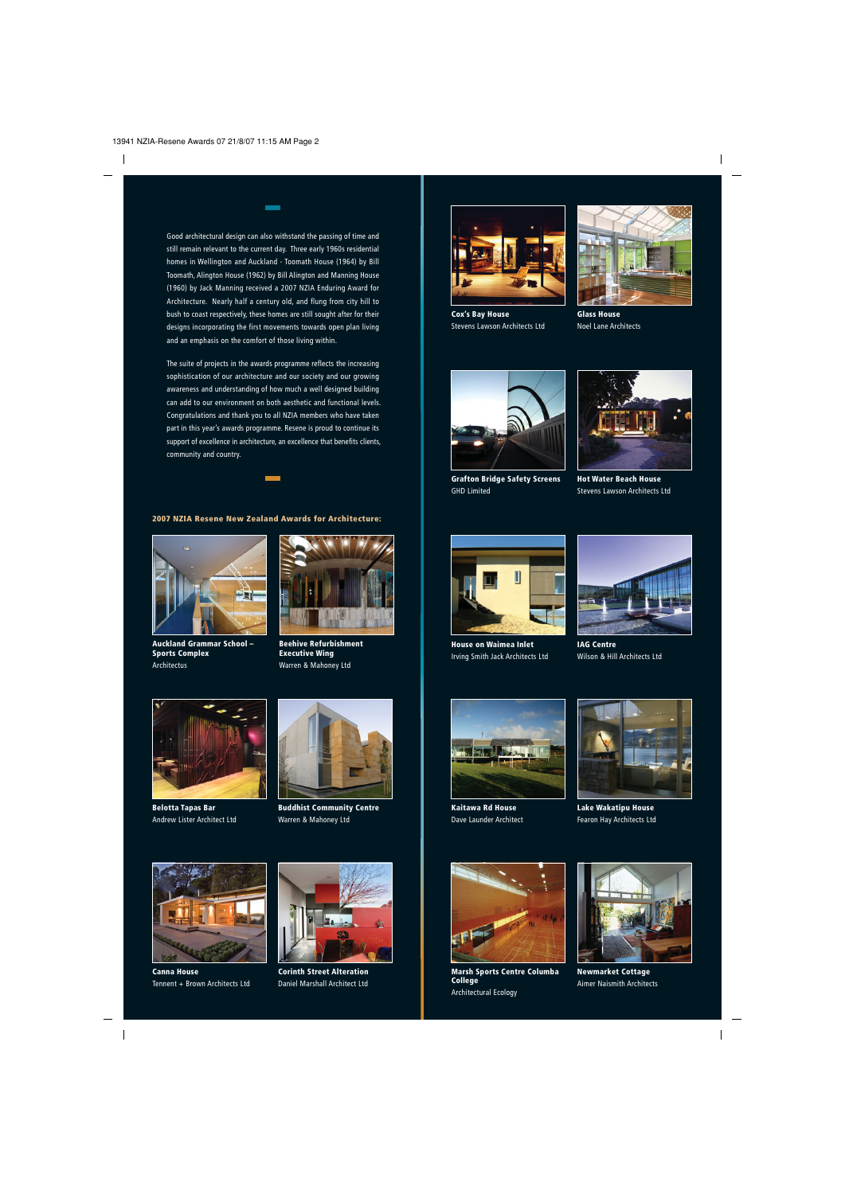Good architectural design can also withstand the passing of time and still remain relevant to the current day. Three early 1960s residential homes in Wellington and Auckland - Toomath House (1964) by Bill Toomath, Alington House (1962) by Bill Alington and Manning House (1960) by Jack Manning received a 2007 NZIA Enduring Award for Architecture. Nearly half a century old, and flung from city hill to bush to coast respectively, these homes are still sought after for their designs incorporating the first movements towards open plan living and an emphasis on the comfort of those living within.

The suite of projects in the awards programme reflects the increasing sophistication of our architecture and our society and our growing awareness and understanding of how much a well designed building can add to our environment on both aesthetic and functional levels. Congratulations and thank you to all NZIA members who have taken part in this year's awards programme. Resene is proud to continue its support of excellence in architecture, an excellence that benefits clients, community and country.

## 2007 NZIA Resene New Zealand Awards for Architecture:

**Auckland Grammar School – Sports Complex**
Architectus

**Beehive Refurbishment Executive Wing**
Warren & Mahoney Ltd

**Belotta Tapas Bar**
Andrew Lister Architect Ltd

**Buddhist Community Centre**
Warren & Mahoney Ltd

**Canna House**
Tennent + Brown Architects Ltd

**Corinth Street Alteration**
Daniel Marshall Architect Ltd

**Cox's Bay House**
Stevens Lawson Architects Ltd

**Glass House**
Noel Lane Architects

**Grafton Bridge Safety Screens**
GHD Limited

**Hot Water Beach House**
Stevens Lawson Architects Ltd

**House on Waimea Inlet**
Irving Smith Jack Architects Ltd

**IAG Centre**
Wilson & Hill Architects Ltd

**Kaitawa Rd House**
Dave Launder Architect

**Lake Wakatipu House**
Fearon Hay Architects Ltd

**Marsh Sports Centre Columba College**
Architectural Ecology

**Newmarket Cottage**
Aimer Naismith Architects